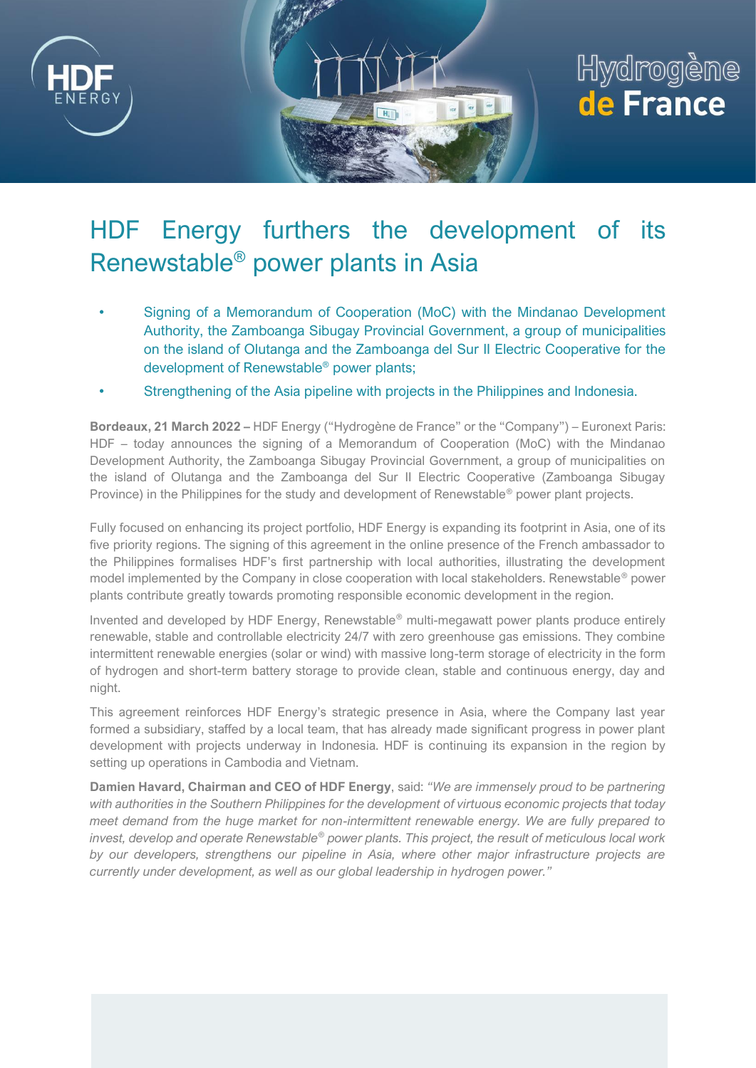# HDF Energy furthers the development of its Renewstable® power plants in Asia

- Signing of a Memorandum of Cooperation (MoC) with the Mindanao Development Authority, the Zamboanga Sibugay Provincial Government, a group of municipalities on the island of Olutanga and the Zamboanga del Sur II Electric Cooperative for the development of Renewstable® power plants;
- Strengthening of the Asia pipeline with projects in the Philippines and Indonesia.

**Bordeaux, 21 March 2022 –** HDF Energy ("Hydrogène de France" or the "Company") – Euronext Paris: HDF – today announces the signing of a Memorandum of Cooperation (MoC) with the Mindanao Development Authority, the Zamboanga Sibugay Provincial Government, a group of municipalities on the island of Olutanga and the Zamboanga del Sur II Electric Cooperative (Zamboanga Sibugay Province) in the Philippines for the study and development of Renewstable® power plant projects.

Fully focused on enhancing its project portfolio, HDF Energy is expanding its footprint in Asia, one of its five priority regions. The signing of this agreement in the online presence of the French ambassador to the Philippines formalises HDF's first partnership with local authorities, illustrating the development model implemented by the Company in close cooperation with local stakeholders. Renewstable® power plants contribute greatly towards promoting responsible economic development in the region.

Invented and developed by HDF Energy, Renewstable® multi-megawatt power plants produce entirely renewable, stable and controllable electricity 24/7 with zero greenhouse gas emissions. They combine intermittent renewable energies (solar or wind) with massive long-term storage of electricity in the form of hydrogen and short-term battery storage to provide clean, stable and continuous energy, day and night.

This agreement reinforces HDF Energy's strategic presence in Asia, where the Company last year formed a subsidiary, staffed by a local team, that has already made significant progress in power plant development with projects underway in Indonesia. HDF is continuing its expansion in the region by setting up operations in Cambodia and Vietnam.

**Damien Havard, Chairman and CEO of HDF Energy**, said: *"We are immensely proud to be partnering with authorities in the Southern Philippines for the development of virtuous economic projects that today meet demand from the huge market for non-intermittent renewable energy. We are fully prepared to invest, develop and operate Renewstable® power plants. This project, the result of meticulous local work by our developers, strengthens our pipeline in Asia, where other major infrastructure projects are currently under development, as well as our global leadership in hydrogen power."*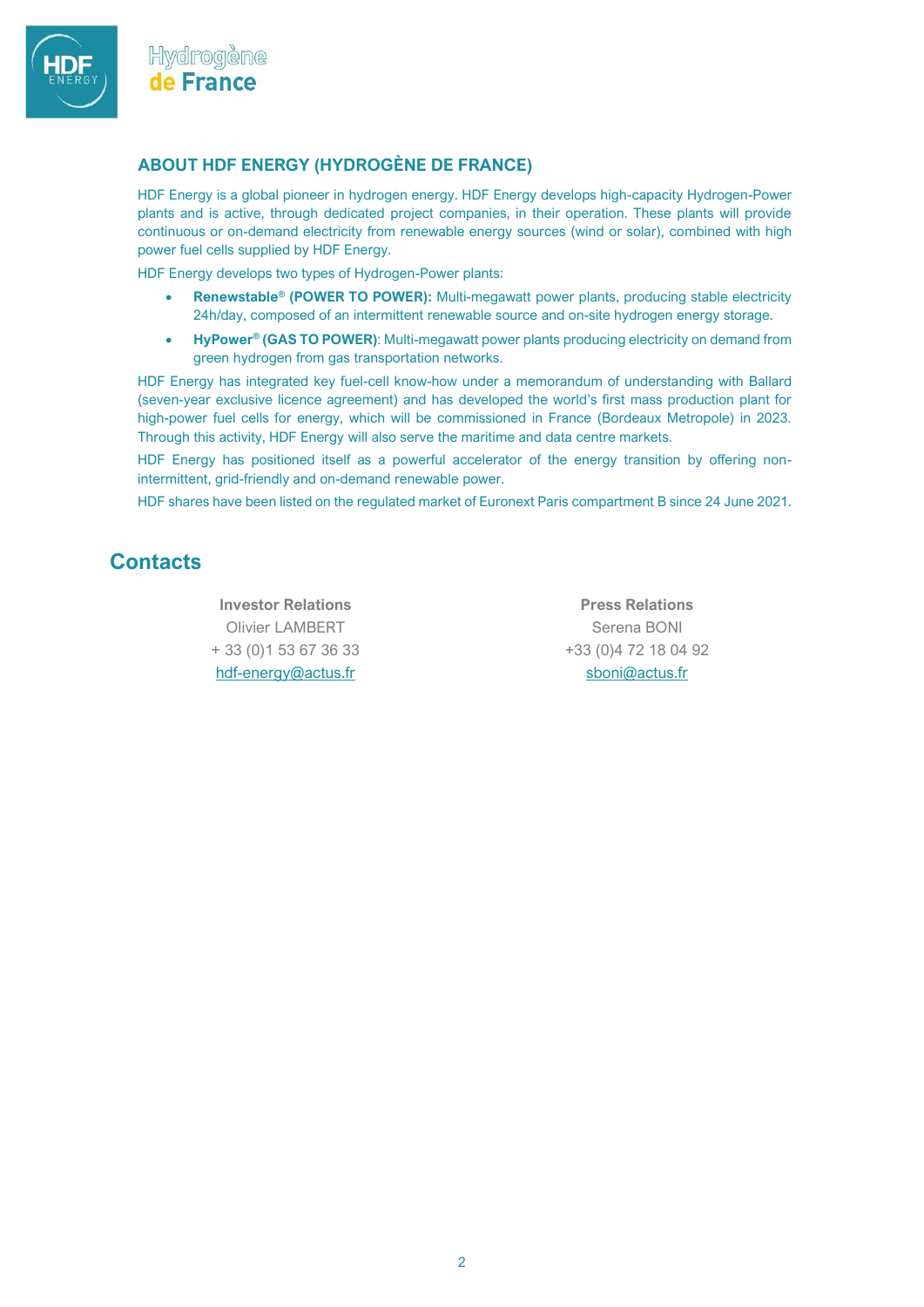## ABOUT HDF ENERGY (HYDROGÈNE DE FRANCE)

HDF Energy is a global pioneer in hydrogen energy. HDF Energy develops high-capacity Hydrogen-Power plants and is active, through dedicated project companies, in their operation. These plants will provide continuous or on-demand electricity from renewable energy sources (wind or solar), combined with high power fuel cells supplied by HDF Energy.

HDF Energy develops two types of Hydrogen-Power plants:

- **Renewstable® (POWER TO POWER):** Multi-megawatt power plants, producing stable electricity 24h/day, composed of an intermittent renewable source and on-site hydrogen energy storage.
- **HyPower® (GAS TO POWER)**: Multi-megawatt power plants producing electricity on demand from green hydrogen from gas transportation networks.

HDF Energy has integrated key fuel-cell know-how under a memorandum of understanding with Ballard (seven-year exclusive licence agreement) and has developed the world's first mass production plant for high-power fuel cells for energy, which will be commissioned in France (Bordeaux Metropole) in 2023. Through this activity, HDF Energy will also serve the maritime and data centre markets.

HDF Energy has positioned itself as a powerful accelerator of the energy transition by offering non-intermittent, grid-friendly and on-demand renewable power.

HDF shares have been listed on the regulated market of Euronext Paris compartment B since 24 June 2021.

# Contacts

**Investor Relations**
Olivier LAMBERT
+ 33 (0)1 53 67 36 33
hdf-energy@actus.fr

**Press Relations**
Serena BONI
+33 (0)4 72 18 04 92
sboni@actus.fr